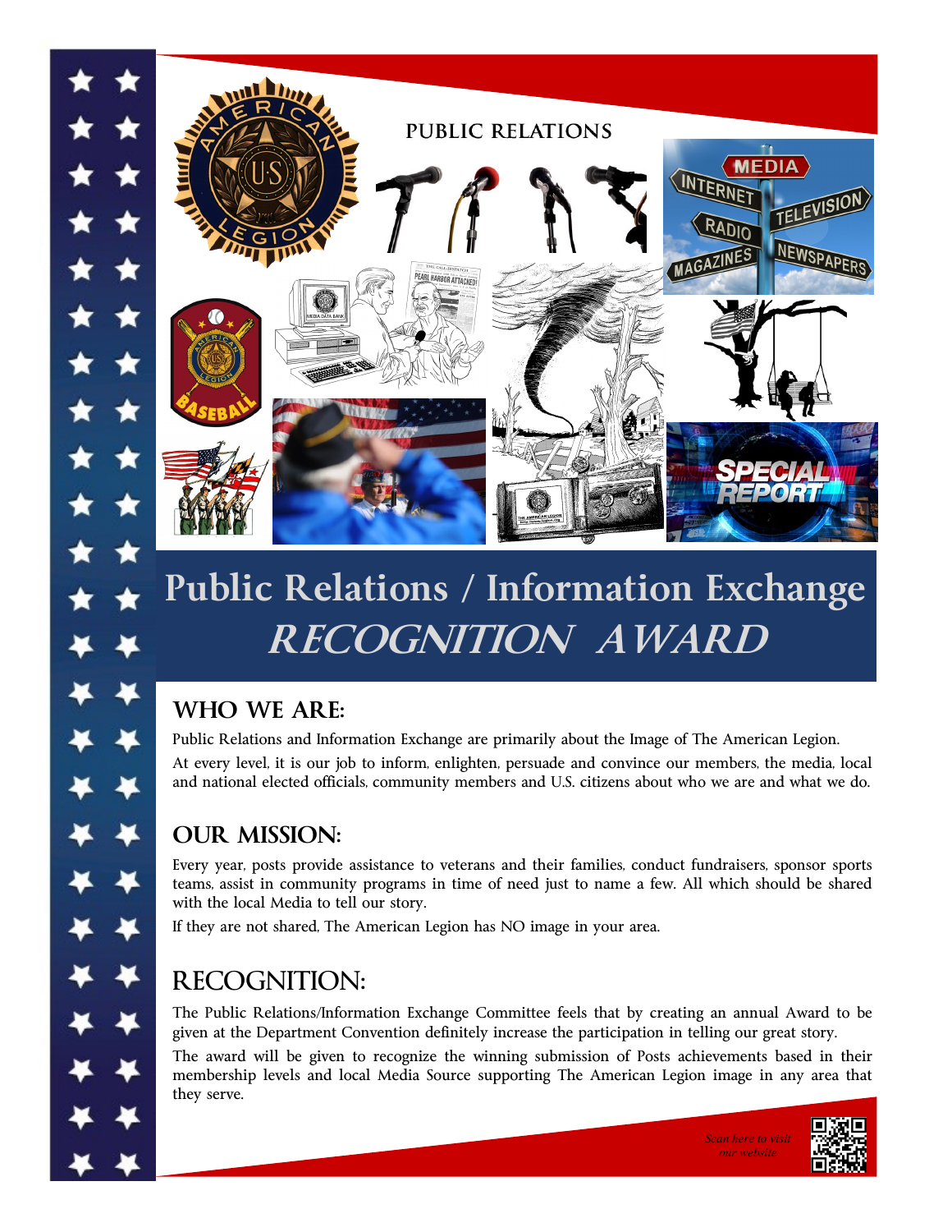PUBLIC RELATIONS

# Public Relations / Information Exchange
# *RECOGNITION AWARD*

## WHO WE ARE:

Public Relations and Information Exchange are primarily about the Image of The American Legion.

At every level, it is our job to inform, enlighten, persuade and convince our members, the media, local and national elected officials, community members and U.S. citizens about who we are and what we do.

## OUR MISSION:

Every year, posts provide assistance to veterans and their families, conduct fundraisers, sponsor sports teams, assist in community programs in time of need just to name a few. All which should be shared with the local Media to tell our story.

If they are not shared, The American Legion has NO image in your area.

## RECOGNITION:

The Public Relations/Information Exchange Committee feels that by creating an annual Award to be given at the Department Convention definitely increase the participation in telling our great story.

The award will be given to recognize the winning submission of Posts achievements based in their membership levels and local Media Source supporting The American Legion image in any area that they serve.

*Scan here to visit our website*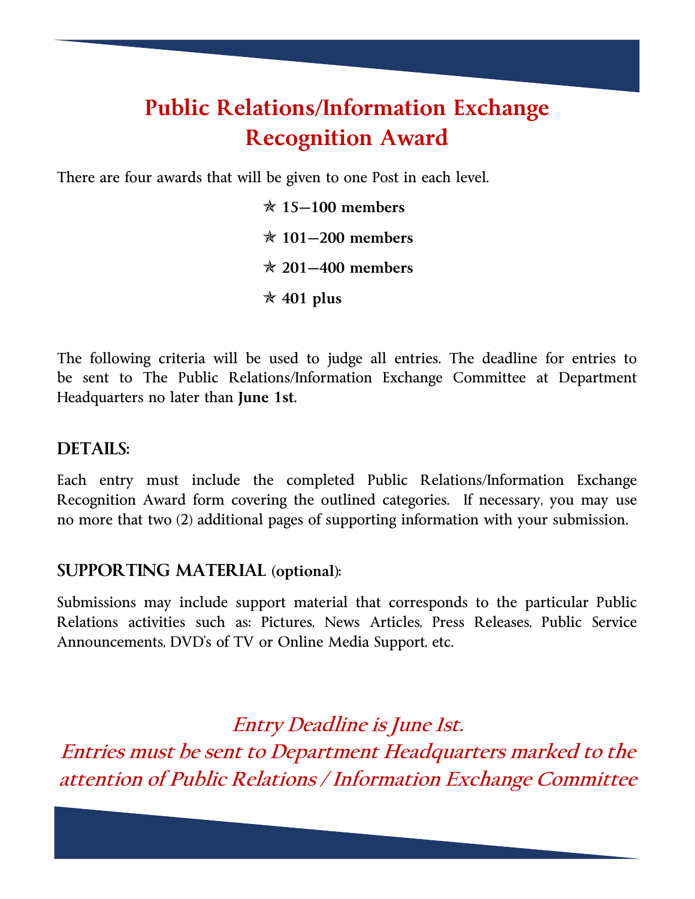# Public Relations/Information Exchange Recognition Award

There are four awards that will be given to one Post in each level.

- **15—100 members**
- **101—200 members**
- **201—400 members**
- **401 plus**

The following criteria will be used to judge all entries. The deadline for entries to be sent to The Public Relations/Information Exchange Committee at Department Headquarters no later than **June 1st**.

## DETAILS:

Each entry must include the completed Public Relations/Information Exchange Recognition Award form covering the outlined categories. If necessary, you may use no more that two (2) additional pages of supporting information with your submission.

## SUPPORTING MATERIAL (optional):

Submissions may include support material that corresponds to the particular Public Relations activities such as: Pictures, News Articles, Press Releases, Public Service Announcements, DVD's of TV or Online Media Support, etc.

*Entry Deadline is June 1st.*
*Entries must be sent to Department Headquarters marked to the attention of Public Relations / Information Exchange Committee*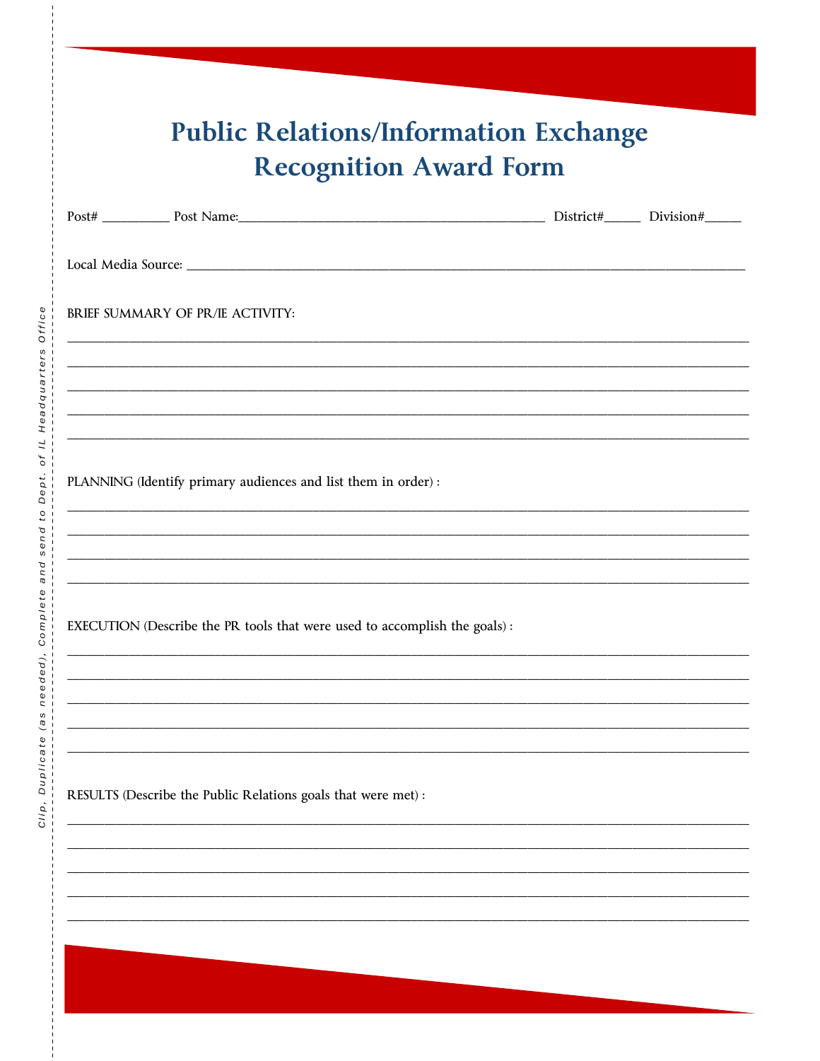Clip, Duplicate (as needed), Complete and send to Dept. of IL Headquarters Office

# Public Relations/Information Exchange Recognition Award Form

Post# __________ Post Name:_____________________________________________ District#______ Division#______

Local Media Source: ________________________________________________________________________________________

BRIEF SUMMARY OF PR/IE ACTIVITY:

_____________________________________________________________________________________________________

_____________________________________________________________________________________________________

_____________________________________________________________________________________________________

_____________________________________________________________________________________________________

_____________________________________________________________________________________________________

PLANNING (Identify primary audiences and list them in order) :

_____________________________________________________________________________________________________

_____________________________________________________________________________________________________

_____________________________________________________________________________________________________

_____________________________________________________________________________________________________

EXECUTION (Describe the PR tools that were used to accomplish the goals) :

_____________________________________________________________________________________________________

_____________________________________________________________________________________________________

_____________________________________________________________________________________________________

_____________________________________________________________________________________________________

_____________________________________________________________________________________________________

RESULTS (Describe the Public Relations goals that were met) :

_____________________________________________________________________________________________________

_____________________________________________________________________________________________________

_____________________________________________________________________________________________________

_____________________________________________________________________________________________________

_____________________________________________________________________________________________________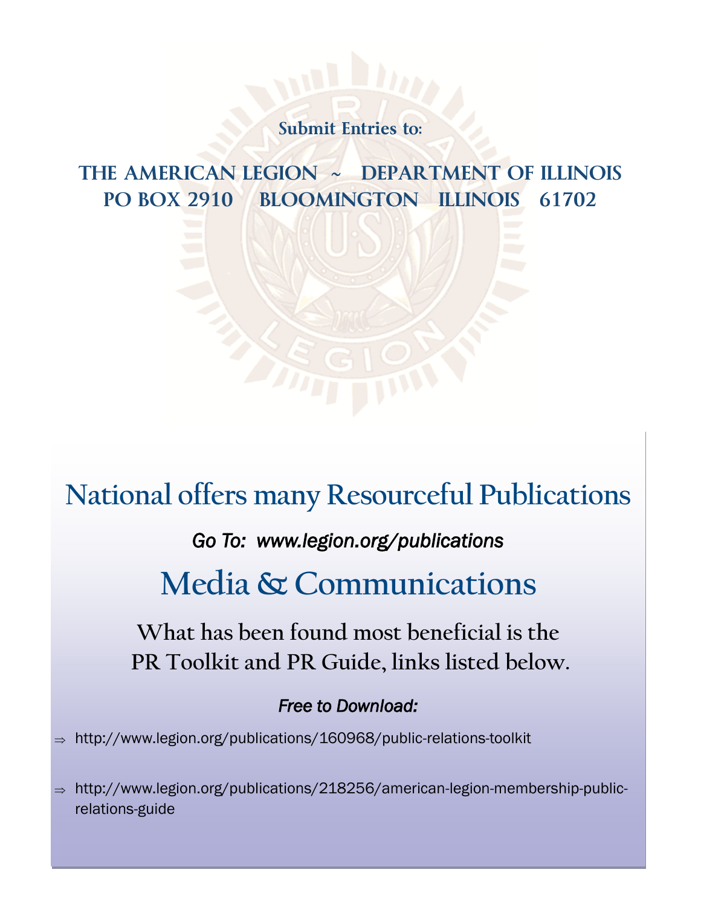**Submit Entries to:**

## THE AMERICAN LEGION ~ DEPARTMENT OF ILLINOIS
## PO BOX 2910 BLOOMINGTON ILLINOIS 61702

# National offers many Resourceful Publications

*Go To: www.legion.org/publications*

# Media & Communications

What has been found most beneficial is the PR Toolkit and PR Guide, links listed below.

*Free to Download:*

- ⇒ http://www.legion.org/publications/160968/public-relations-toolkit
- ⇒ http://www.legion.org/publications/218256/american-legion-membership-public-relations-guide